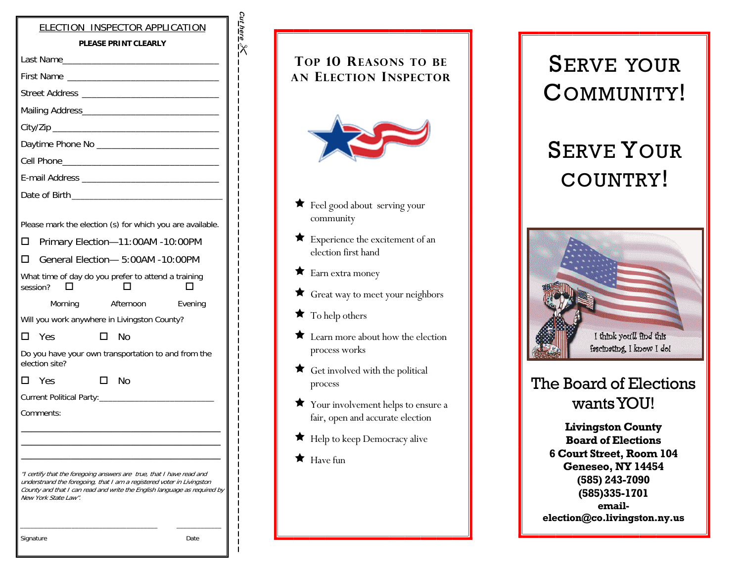## ELECTION INSPECTOR APPLICATION

**PLEASE PRINT CLEARLY**

Last Name_______________________________

First Name _______________________________

Street Address ____________________________

Mailing Address___________________________

City/Zip _________________________________

Daytime Phone No ________________________

Cell Phone______________________________

E-mail Address ___________________________

Date of Birth_____________________________

Please mark the election (s) for which you are available.

☐ Primary Election—11:00AM -10:00PM

☐ General Election— 5:00AM -10:00PM

What time of day do you prefer to attend a training session?

☐ Morning ☐ Afternoon ☐ Evening

Will you work anywhere in Livingston County?

☐ Yes ☐ No

Do you have your own transportation to and from the election site?

☐ Yes ☐ No

Current Political Party:________________________

Comments:

_________________________________________

_________________________________________

_________________________________________

*"I certify that the foregoing answers are true, that I have read and understnand the foregoing, that I am a registered voter in Livingston County and that I can read and write the English language as required by New York State Law".*

_____________________________ __________

Signature Date

Cut here ✂

## Top 10 Reasons to be an Election Inspector

★ Feel good about serving your community

★ Experience the excitement of an election first hand

★ Earn extra money

★ Great way to meet your neighbors

★ To help others

★ Learn more about how the election process works

★ Get involved with the political process

★ Your involvement helps to ensure a fair, open and accurate election

★ Help to keep Democracy alive

★ Have fun

# Serve your Community!

# Serve Your country!

I think you'll find this fascinating, I know I do!

## The Board of Elections wants YOU!

**Livingston County**
**Board of Elections**
**6 Court Street, Room 104**
**Geneseo, NY 14454**
**(585) 243-7090**
**(585)335-1701**
**email-**
**election@co.livingston.ny.us**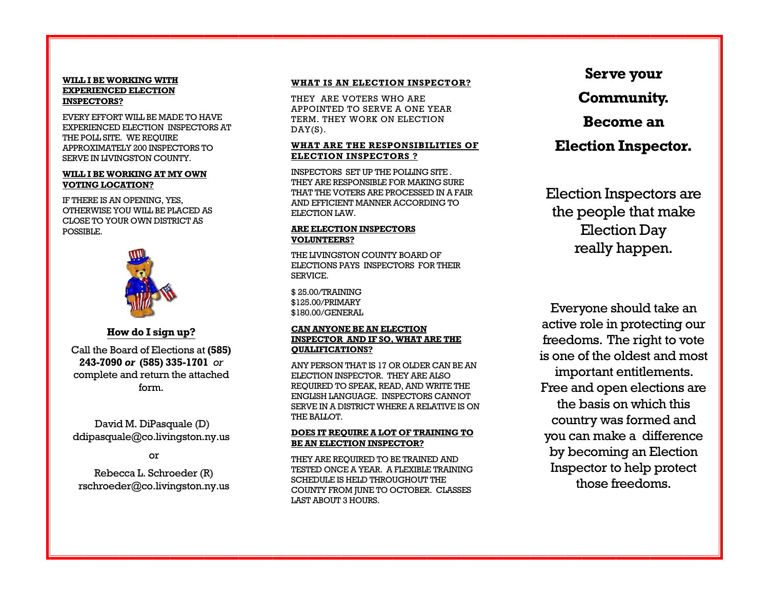**WILL I BE WORKING WITH EXPERIENCED ELECTION INSPECTORS?**

EVERY EFFORT WILL BE MADE TO HAVE EXPERIENCED ELECTION INSPECTORS AT THE POLL SITE. WE REQUIRE APPROXIMATELY 200 INSPECTORS TO SERVE IN LIVINGSTON COUNTY.

**WILL I BE WORKING AT MY OWN VOTING LOCATION?**

IF THERE IS AN OPENING, YES, OTHERWISE YOU WILL BE PLACED AS CLOSE TO YOUR OWN DISTRICT AS POSSIBLE.

**How do I sign up?**

Call the Board of Elections at **(585) 243-7090** ***or*** **(585) 335-1701** *or* complete and return the attached form.

David M. DiPasquale (D)
ddipasquale@co.livingston.ny.us

or

Rebecca L. Schroeder (R)
rschroeder@co.livingston.ny.us

**WHAT IS AN ELECTION INSPECTOR?**

THEY ARE VOTERS WHO ARE APPOINTED TO SERVE A ONE YEAR TERM. THEY WORK ON ELECTION DAY(S).

**WHAT ARE THE RESPONSIBILITIES OF ELECTION INSPECTORS ?**

INSPECTORS SET UP THE POLLING SITE . THEY ARE RESPONSIBLE FOR MAKING SURE THAT THE VOTERS ARE PROCESSED IN A FAIR AND EFFICIENT MANNER ACCORDING TO ELECTION LAW.

**ARE ELECTION INSPECTORS VOLUNTEERS?**

THE LIVINGSTON COUNTY BOARD OF ELECTIONS PAYS INSPECTORS FOR THEIR SERVICE.

$ 25.00/TRAINING
$125.00/PRIMARY
$180.00/GENERAL

**CAN ANYONE BE AN ELECTION INSPECTOR AND IF SO, WHAT ARE THE QUALIFICATIONS?**

ANY PERSON THAT IS 17 OR OLDER CAN BE AN ELECTION INSPECTOR. THEY ARE ALSO REQUIRED TO SPEAK, READ, AND WRITE THE ENGLISH LANGUAGE. INSPECTORS CANNOT SERVE IN A DISTRICT WHERE A RELATIVE IS ON THE BALLOT.

**DOES IT REQUIRE A LOT OF TRAINING TO BE AN ELECTION INSPECTOR?**

THEY ARE REQUIRED TO BE TRAINED AND TESTED ONCE A YEAR. A FLEXIBLE TRAINING SCHEDULE IS HELD THROUGHOUT THE COUNTY FROM JUNE TO OCTOBER. CLASSES LAST ABOUT 3 HOURS.

# Serve your Community. Become an Election Inspector.

Election Inspectors are the people that make Election Day really happen.

Everyone should take an active role in protecting our freedoms. The right to vote is one of the oldest and most important entitlements. Free and open elections are the basis on which this country was formed and you can make a difference by becoming an Election Inspector to help protect those freedoms.